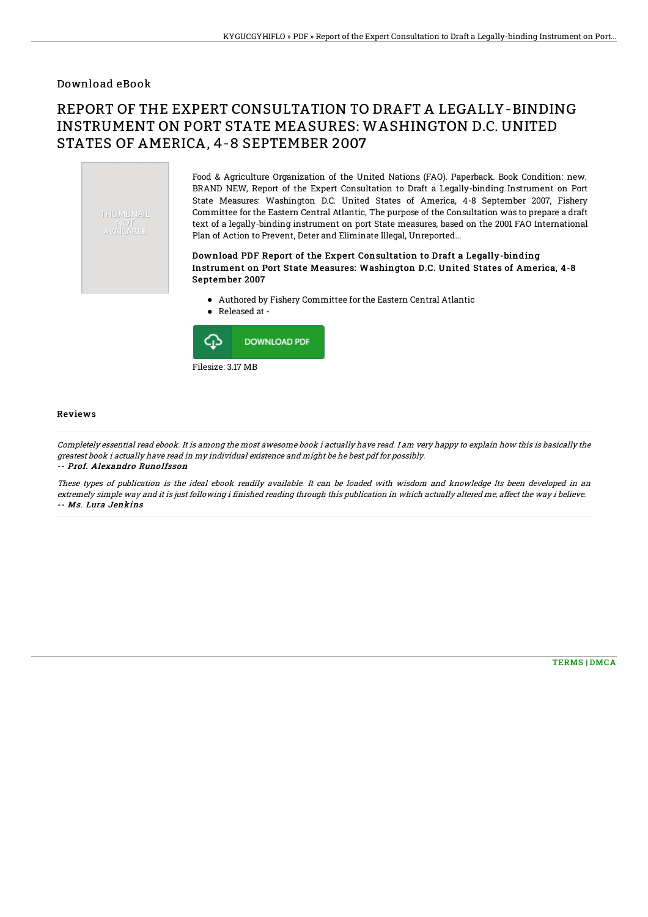Download eBook

# REPORT OF THE EXPERT CONSULTATION TO DRAFT A LEGALLY-BINDING INSTRUMENT ON PORT STATE MEASURES: WASHINGTON D.C. UNITED STATES OF AMERICA, 4-8 SEPTEMBER 2007

Food & Agriculture Organization of the United Nations (FAO). Paperback. Book Condition: new. BRAND NEW, Report of the Expert Consultation to Draft a Legally-binding Instrument on Port State Measures: Washington D.C. United States of America, 4-8 September 2007, Fishery Committee for the Eastern Central Atlantic, The purpose of the Consultation was to prepare a draft text of a legally-binding instrument on port State measures, based on the 2001 FAO International Plan of Action to Prevent, Deter and Eliminate Illegal, Unreported...

### Download PDF Report of the Expert Consultation to Draft a Legally-binding Instrument on Port State Measures: Washington D.C. United States of America, 4-8 September 2007

- Authored by Fishery Committee for the Eastern Central Atlantic
- Released at -

DOWNLOAD PDF

Filesize: 3.17 MB

## Reviews

*Completely essential read ebook. It is among the most awesome book i actually have read. I am very happy to explain how this is basically the greatest book i actually have read in my individual existence and might be he best pdf for possibly.*

*-- Prof. Alexandro Runolfsson*

*These types of publication is the ideal ebook readily available. It can be loaded with wisdom and knowledge Its been developed in an extremely simple way and it is just following i finished reading through this publication in which actually altered me, affect the way i believe.*

*-- Ms. Lura Jenkins*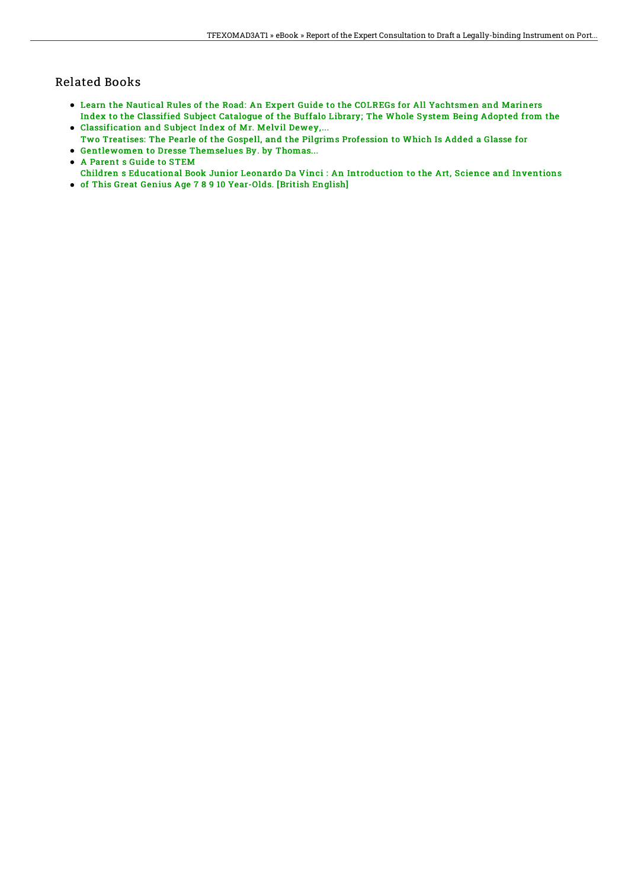## Related Books

- Learn the Nautical Rules of the Road: An Expert Guide to the COLREGs for All Yachtsmen and Mariners
- Index to the Classified Subject Catalogue of the Buffalo Library; The Whole System Being Adopted from the Classification and Subject Index of Mr. Melvil Dewey,...
- Two Treatises: The Pearle of the Gospell, and the Pilgrims Profession to Which Is Added a Glasse for Gentlewomen to Dresse Themselues By. by Thomas...
- A Parent s Guide to STEM
- Children s Educational Book Junior Leonardo Da Vinci : An Introduction to the Art, Science and Inventions of This Great Genius Age 7 8 9 10 Year-Olds. [British English]